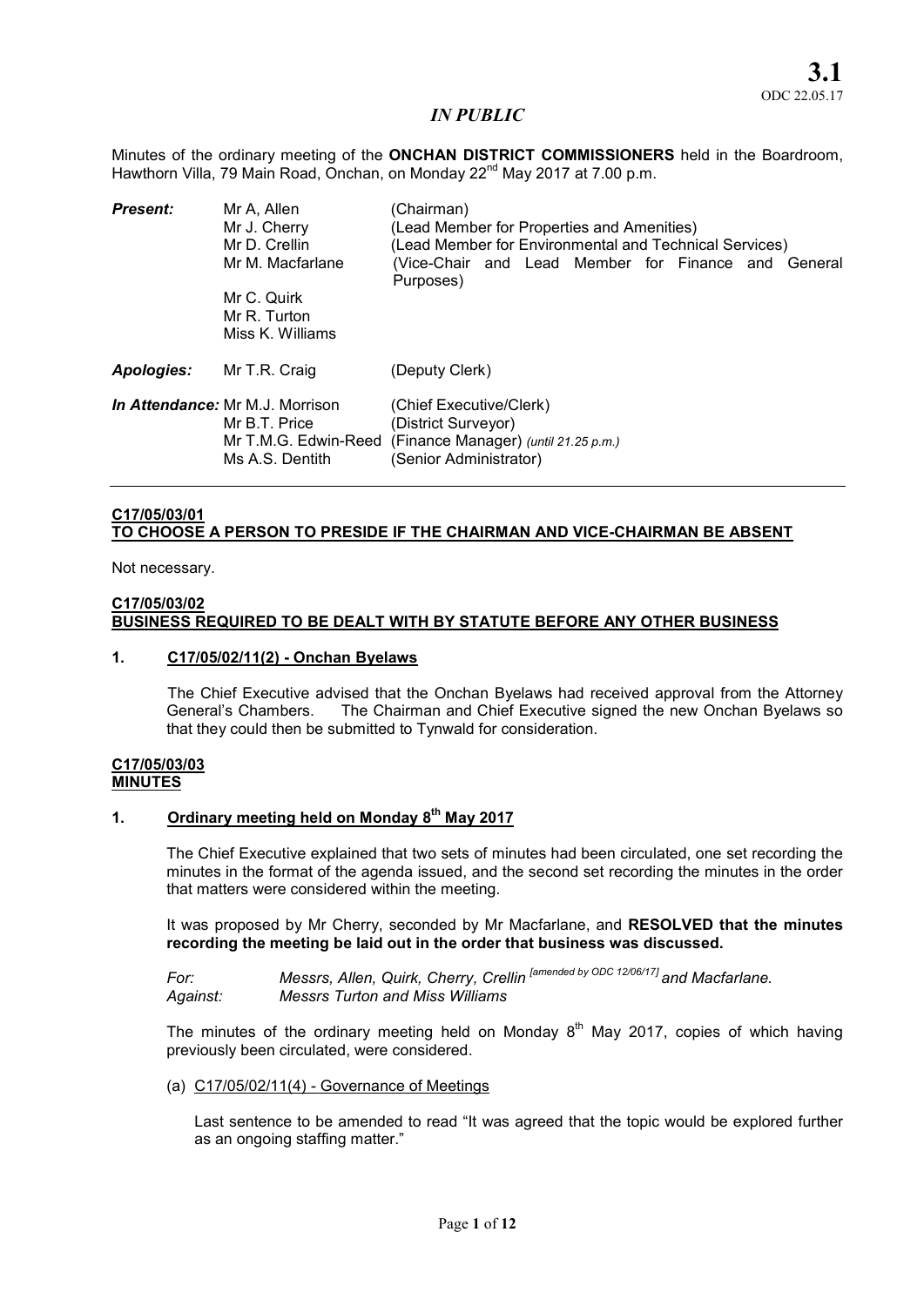**3.1**
ODC 22.05.17

*IN PUBLIC*

Minutes of the ordinary meeting of the **ONCHAN DISTRICT COMMISSIONERS** held in the Boardroom, Hawthorn Villa, 79 Main Road, Onchan, on Monday 22nd May 2017 at 7.00 p.m.

| | | |
|---|---|---|
| ***Present:*** | Mr A, Allen | (Chairman) |
| | Mr J. Cherry | (Lead Member for Properties and Amenities) |
| | Mr D. Crellin | (Lead Member for Environmental and Technical Services) |
| | Mr M. Macfarlane | (Vice-Chair and Lead Member for Finance and General Purposes) |
| | Mr C. Quirk | |
| | Mr R. Turton | |
| | Miss K. Williams | |
| ***Apologies:*** | Mr T.R. Craig | (Deputy Clerk) |
| ***In Attendance:*** | Mr M.J. Morrison | (Chief Executive/Clerk) |
| | Mr B.T. Price | (District Surveyor) |
| | Mr T.M.G. Edwin-Reed | (Finance Manager) *(until 21.25 p.m.)* |
| | Ms A.S. Dentith | (Senior Administrator) |

## C17/05/03/01
## TO CHOOSE A PERSON TO PRESIDE IF THE CHAIRMAN AND VICE-CHAIRMAN BE ABSENT

Not necessary.

## C17/05/03/02
## BUSINESS REQUIRED TO BE DEALT WITH BY STATUTE BEFORE ANY OTHER BUSINESS

### 1. C17/05/02/11(2) - Onchan Byelaws

The Chief Executive advised that the Onchan Byelaws had received approval from the Attorney General's Chambers. The Chairman and Chief Executive signed the new Onchan Byelaws so that they could then be submitted to Tynwald for consideration.

## C17/05/03/03
## MINUTES

### 1. Ordinary meeting held on Monday 8th May 2017

The Chief Executive explained that two sets of minutes had been circulated, one set recording the minutes in the format of the agenda issued, and the second set recording the minutes in the order that matters were considered within the meeting.

It was proposed by Mr Cherry, seconded by Mr Macfarlane, and **RESOLVED that the minutes recording the meeting be laid out in the order that business was discussed.**

*For:* *Messrs, Allen, Quirk, Cherry, Crellin [amended by ODC 12/06/17] and Macfarlane.*
*Against:* *Messrs Turton and Miss Williams*

The minutes of the ordinary meeting held on Monday 8th May 2017, copies of which having previously been circulated, were considered.

(a) C17/05/02/11(4) - Governance of Meetings

Last sentence to be amended to read "It was agreed that the topic would be explored further as an ongoing staffing matter."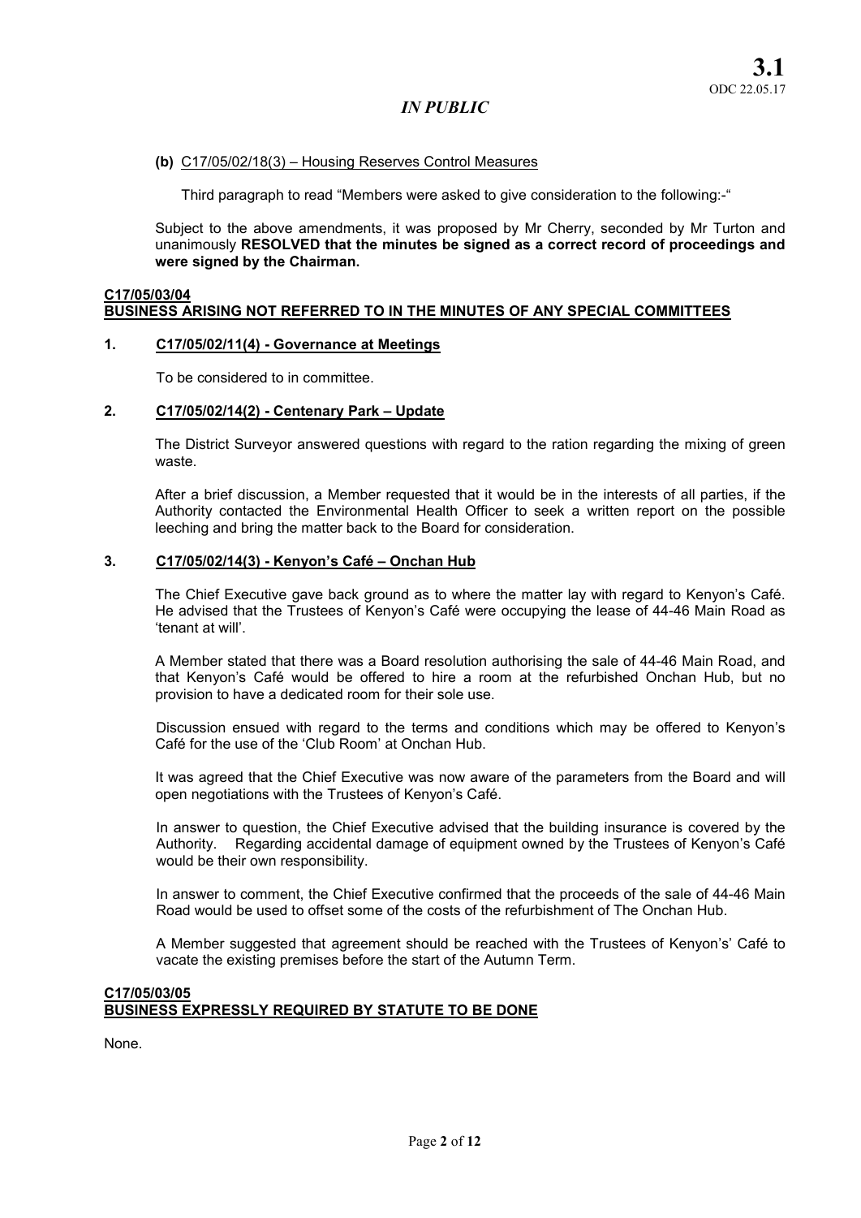**(b)** C17/05/02/18(3) – Housing Reserves Control Measures

Third paragraph to read "Members were asked to give consideration to the following:-"

Subject to the above amendments, it was proposed by Mr Cherry, seconded by Mr Turton and unanimously **RESOLVED that the minutes be signed as a correct record of proceedings and were signed by the Chairman.**

## C17/05/03/04
## BUSINESS ARISING NOT REFERRED TO IN THE MINUTES OF ANY SPECIAL COMMITTEES

### 1. C17/05/02/11(4) - Governance at Meetings

To be considered to in committee.

### 2. C17/05/02/14(2) - Centenary Park – Update

The District Surveyor answered questions with regard to the ration regarding the mixing of green waste.

After a brief discussion, a Member requested that it would be in the interests of all parties, if the Authority contacted the Environmental Health Officer to seek a written report on the possible leeching and bring the matter back to the Board for consideration.

### 3. C17/05/02/14(3) - Kenyon's Café – Onchan Hub

The Chief Executive gave back ground as to where the matter lay with regard to Kenyon's Café. He advised that the Trustees of Kenyon's Café were occupying the lease of 44-46 Main Road as 'tenant at will'.

A Member stated that there was a Board resolution authorising the sale of 44-46 Main Road, and that Kenyon's Café would be offered to hire a room at the refurbished Onchan Hub, but no provision to have a dedicated room for their sole use.

Discussion ensued with regard to the terms and conditions which may be offered to Kenyon's Café for the use of the 'Club Room' at Onchan Hub.

It was agreed that the Chief Executive was now aware of the parameters from the Board and will open negotiations with the Trustees of Kenyon's Café.

In answer to question, the Chief Executive advised that the building insurance is covered by the Authority. Regarding accidental damage of equipment owned by the Trustees of Kenyon's Café would be their own responsibility.

In answer to comment, the Chief Executive confirmed that the proceeds of the sale of 44-46 Main Road would be used to offset some of the costs of the refurbishment of The Onchan Hub.

A Member suggested that agreement should be reached with the Trustees of Kenyon's' Café to vacate the existing premises before the start of the Autumn Term.

## C17/05/03/05
## BUSINESS EXPRESSLY REQUIRED BY STATUTE TO BE DONE

None.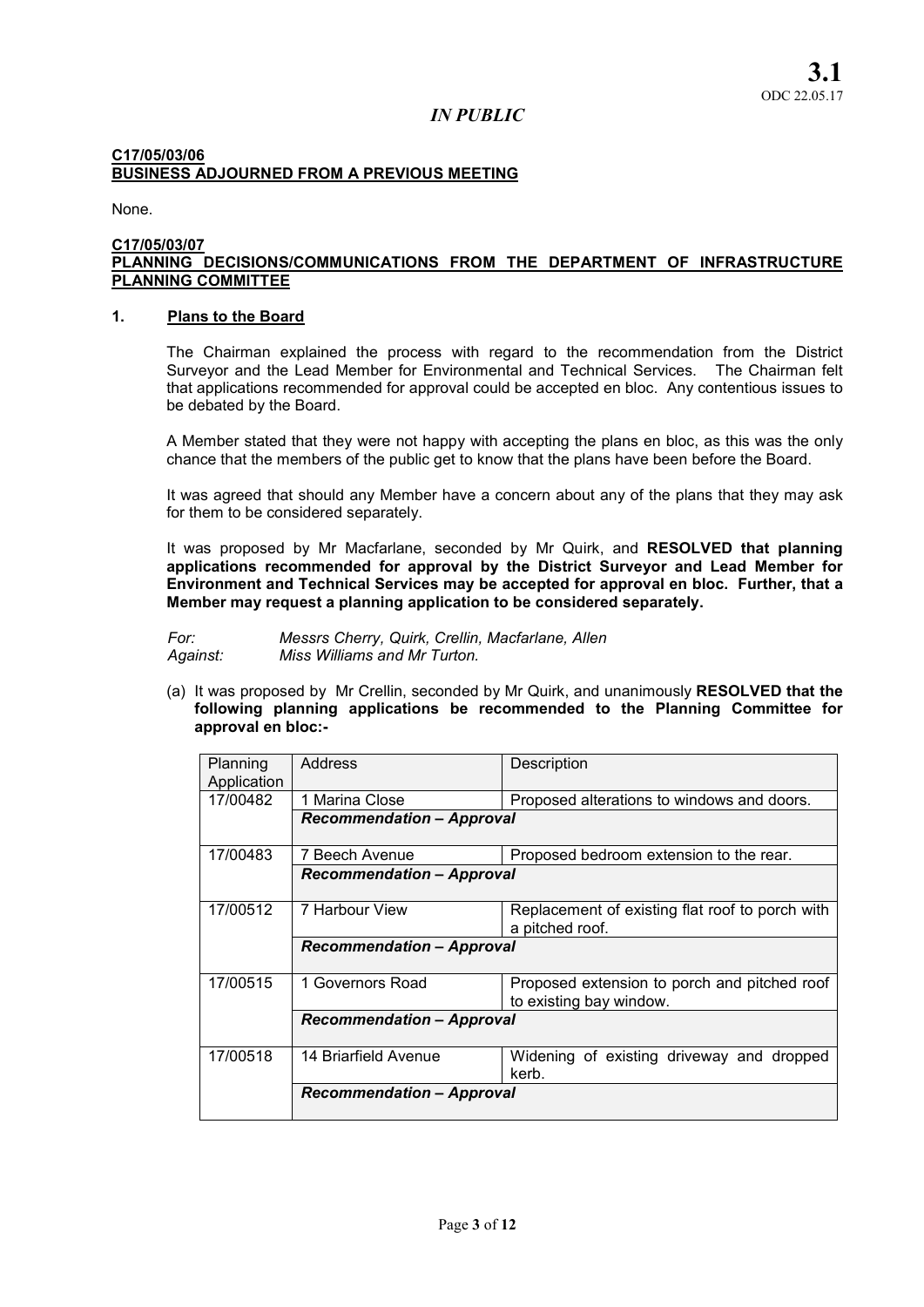**3.1**
ODC 22.05.17

*IN PUBLIC*

**C17/05/03/06**
**BUSINESS ADJOURNED FROM A PREVIOUS MEETING**

None.

**C17/05/03/07**
**PLANNING DECISIONS/COMMUNICATIONS FROM THE DEPARTMENT OF INFRASTRUCTURE PLANNING COMMITTEE**

**1. Plans to the Board**

The Chairman explained the process with regard to the recommendation from the District Surveyor and the Lead Member for Environmental and Technical Services. The Chairman felt that applications recommended for approval could be accepted en bloc. Any contentious issues to be debated by the Board.

A Member stated that they were not happy with accepting the plans en bloc, as this was the only chance that the members of the public get to know that the plans have been before the Board.

It was agreed that should any Member have a concern about any of the plans that they may ask for them to be considered separately.

It was proposed by Mr Macfarlane, seconded by Mr Quirk, and **RESOLVED that planning applications recommended for approval by the District Surveyor and Lead Member for Environment and Technical Services may be accepted for approval en bloc. Further, that a Member may request a planning application to be considered separately.**

*For:* *Messrs Cherry, Quirk, Crellin, Macfarlane, Allen*
*Against:* *Miss Williams and Mr Turton.*

(a) It was proposed by Mr Crellin, seconded by Mr Quirk, and unanimously **RESOLVED that the following planning applications be recommended to the Planning Committee for approval en bloc:-**

| Planning Application | Address | Description |
|---|---|---|
| 17/00482 | 1 Marina Close | Proposed alterations to windows and doors. |
| | ***Recommendation – Approval*** | |
| 17/00483 | 7 Beech Avenue | Proposed bedroom extension to the rear. |
| | ***Recommendation – Approval*** | |
| 17/00512 | 7 Harbour View | Replacement of existing flat roof to porch with a pitched roof. |
| | ***Recommendation – Approval*** | |
| 17/00515 | 1 Governors Road | Proposed extension to porch and pitched roof to existing bay window. |
| | ***Recommendation – Approval*** | |
| 17/00518 | 14 Briarfield Avenue | Widening of existing driveway and dropped kerb. |
| | ***Recommendation – Approval*** | |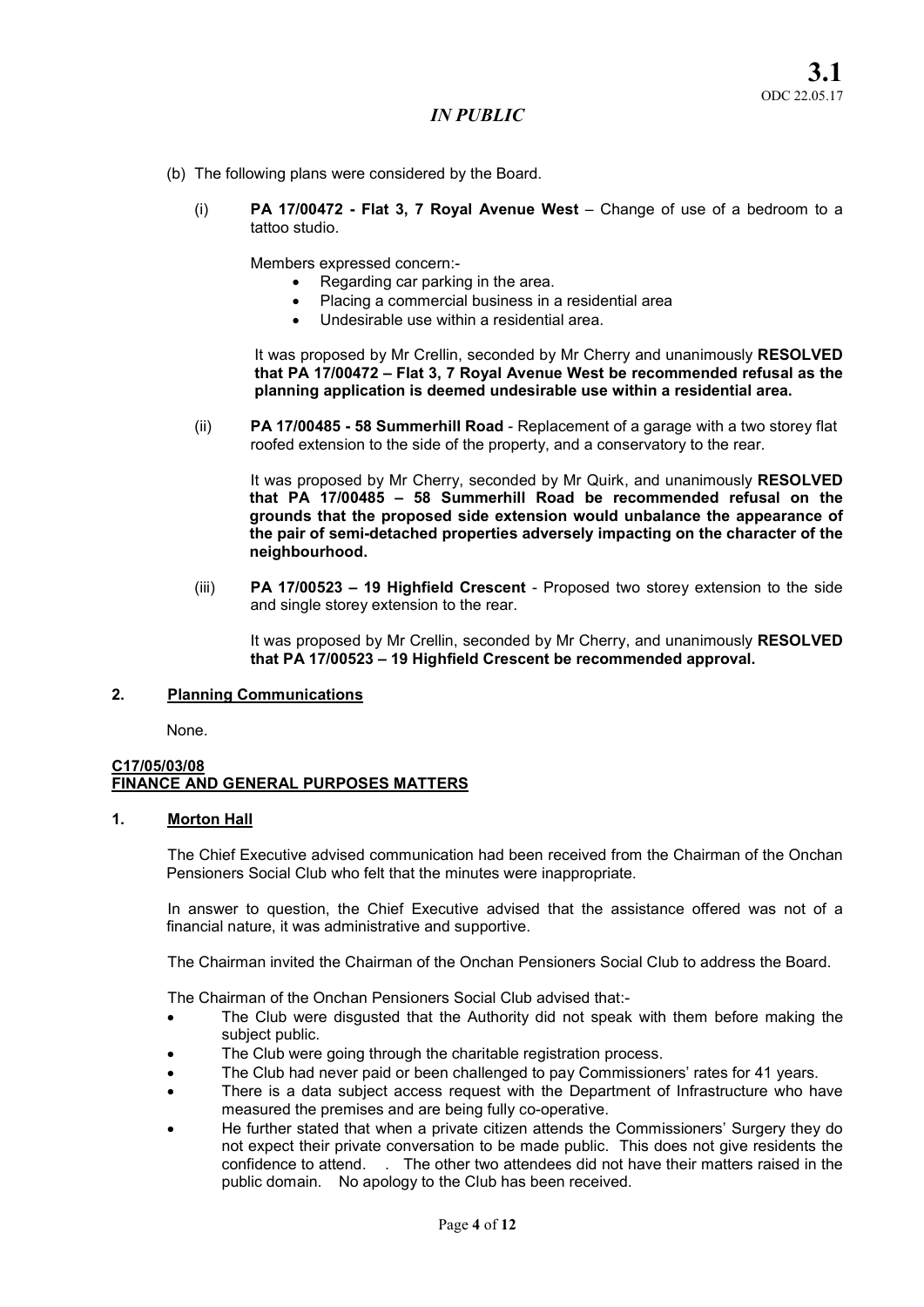(b) The following plans were considered by the Board.

(i) **PA 17/00472 - Flat 3, 7 Royal Avenue West** – Change of use of a bedroom to a tattoo studio.

Members expressed concern:-

- Regarding car parking in the area.
- Placing a commercial business in a residential area
- Undesirable use within a residential area.

It was proposed by Mr Crellin, seconded by Mr Cherry and unanimously **RESOLVED that PA 17/00472 – Flat 3, 7 Royal Avenue West be recommended refusal as the planning application is deemed undesirable use within a residential area.**

(ii) **PA 17/00485 - 58 Summerhill Road** - Replacement of a garage with a two storey flat roofed extension to the side of the property, and a conservatory to the rear.

It was proposed by Mr Cherry, seconded by Mr Quirk, and unanimously **RESOLVED that PA 17/00485 – 58 Summerhill Road be recommended refusal on the grounds that the proposed side extension would unbalance the appearance of the pair of semi-detached properties adversely impacting on the character of the neighbourhood.**

(iii) **PA 17/00523 – 19 Highfield Crescent** - Proposed two storey extension to the side and single storey extension to the rear.

It was proposed by Mr Crellin, seconded by Mr Cherry, and unanimously **RESOLVED that PA 17/00523 – 19 Highfield Crescent be recommended approval.**

**2. <u>Planning Communications</u>**

None.

**<u>C17/05/03/08</u>**
**<u>FINANCE AND GENERAL PURPOSES MATTERS</u>**

**1. <u>Morton Hall</u>**

The Chief Executive advised communication had been received from the Chairman of the Onchan Pensioners Social Club who felt that the minutes were inappropriate.

In answer to question, the Chief Executive advised that the assistance offered was not of a financial nature, it was administrative and supportive.

The Chairman invited the Chairman of the Onchan Pensioners Social Club to address the Board.

The Chairman of the Onchan Pensioners Social Club advised that:-

- The Club were disgusted that the Authority did not speak with them before making the subject public.
- The Club were going through the charitable registration process.
- The Club had never paid or been challenged to pay Commissioners' rates for 41 years.
- There is a data subject access request with the Department of Infrastructure who have measured the premises and are being fully co-operative.
- He further stated that when a private citizen attends the Commissioners' Surgery they do not expect their private conversation to be made public. This does not give residents the confidence to attend. . The other two attendees did not have their matters raised in the public domain. No apology to the Club has been received.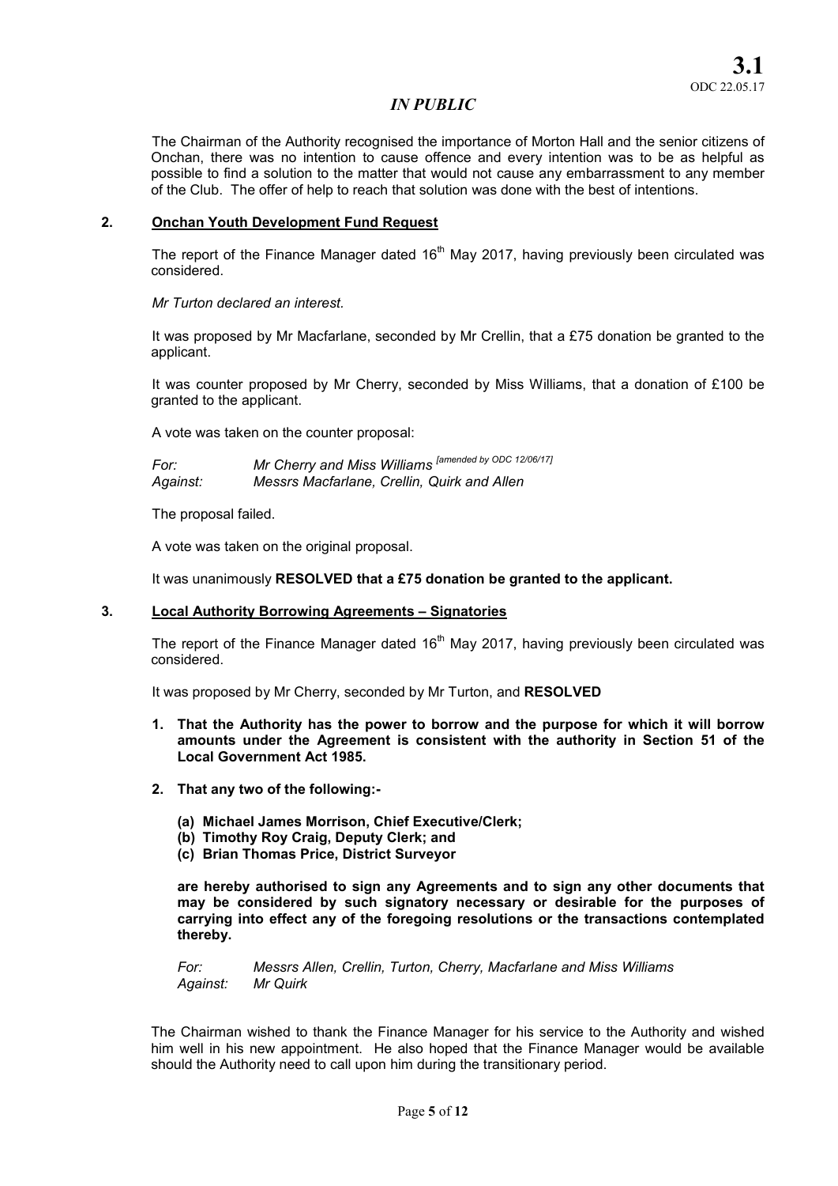*IN PUBLIC*

The Chairman of the Authority recognised the importance of Morton Hall and the senior citizens of Onchan, there was no intention to cause offence and every intention was to be as helpful as possible to find a solution to the matter that would not cause any embarrassment to any member of the Club. The offer of help to reach that solution was done with the best of intentions.

## 2. Onchan Youth Development Fund Request

The report of the Finance Manager dated 16th May 2017, having previously been circulated was considered.

*Mr Turton declared an interest.*

It was proposed by Mr Macfarlane, seconded by Mr Crellin, that a £75 donation be granted to the applicant.

It was counter proposed by Mr Cherry, seconded by Miss Williams, that a donation of £100 be granted to the applicant.

A vote was taken on the counter proposal:

*For:* *Mr Cherry and Miss Williams [amended by ODC 12/06/17]*
*Against:* *Messrs Macfarlane, Crellin, Quirk and Allen*

The proposal failed.

A vote was taken on the original proposal.

It was unanimously **RESOLVED that a £75 donation be granted to the applicant.**

## 3. Local Authority Borrowing Agreements – Signatories

The report of the Finance Manager dated 16th May 2017, having previously been circulated was considered.

It was proposed by Mr Cherry, seconded by Mr Turton, and **RESOLVED**

1. **That the Authority has the power to borrow and the purpose for which it will borrow amounts under the Agreement is consistent with the authority in Section 51 of the Local Government Act 1985.**

2. **That any two of the following:-**

   **(a) Michael James Morrison, Chief Executive/Clerk;**
   **(b) Timothy Roy Craig, Deputy Clerk; and**
   **(c) Brian Thomas Price, District Surveyor**

   **are hereby authorised to sign any Agreements and to sign any other documents that may be considered by such signatory necessary or desirable for the purposes of carrying into effect any of the foregoing resolutions or the transactions contemplated thereby.**

*For:* *Messrs Allen, Crellin, Turton, Cherry, Macfarlane and Miss Williams*
*Against:* *Mr Quirk*

The Chairman wished to thank the Finance Manager for his service to the Authority and wished him well in his new appointment. He also hoped that the Finance Manager would be available should the Authority need to call upon him during the transitionary period.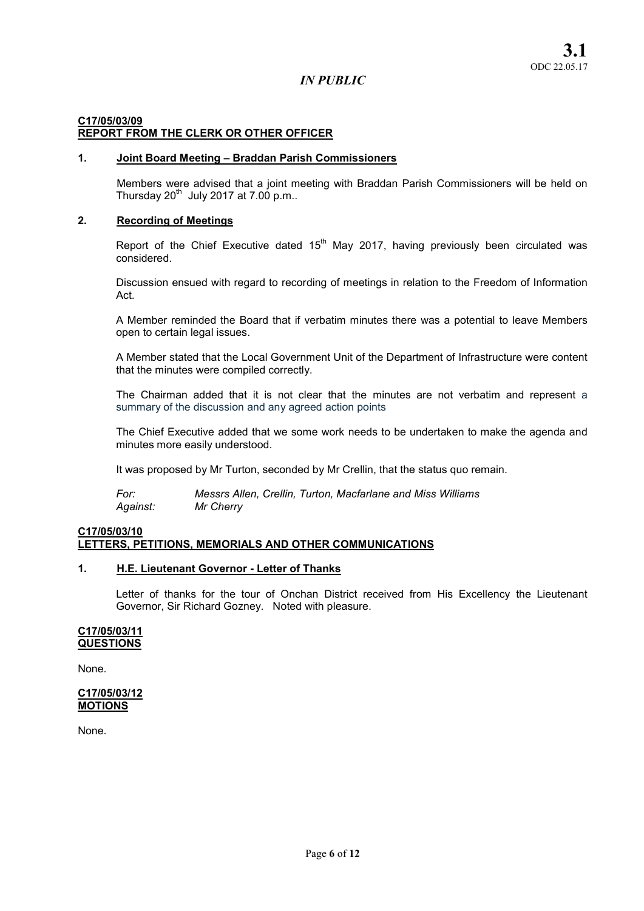## IN PUBLIC

**C17/05/03/09**
**REPORT FROM THE CLERK OR OTHER OFFICER**

**1. Joint Board Meeting – Braddan Parish Commissioners**

Members were advised that a joint meeting with Braddan Parish Commissioners will be held on Thursday 20th July 2017 at 7.00 p.m..

**2. Recording of Meetings**

Report of the Chief Executive dated 15th May 2017, having previously been circulated was considered.

Discussion ensued with regard to recording of meetings in relation to the Freedom of Information Act.

A Member reminded the Board that if verbatim minutes there was a potential to leave Members open to certain legal issues.

A Member stated that the Local Government Unit of the Department of Infrastructure were content that the minutes were compiled correctly.

The Chairman added that it is not clear that the minutes are not verbatim and represent a summary of the discussion and any agreed action points

The Chief Executive added that we some work needs to be undertaken to make the agenda and minutes more easily understood.

It was proposed by Mr Turton, seconded by Mr Crellin, that the status quo remain.

*For:* *Messrs Allen, Crellin, Turton, Macfarlane and Miss Williams*
*Against:* *Mr Cherry*

**C17/05/03/10**
**LETTERS, PETITIONS, MEMORIALS AND OTHER COMMUNICATIONS**

**1. H.E. Lieutenant Governor - Letter of Thanks**

Letter of thanks for the tour of Onchan District received from His Excellency the Lieutenant Governor, Sir Richard Gozney. Noted with pleasure.

**C17/05/03/11**
**QUESTIONS**

None.

**C17/05/03/12**
**MOTIONS**

None.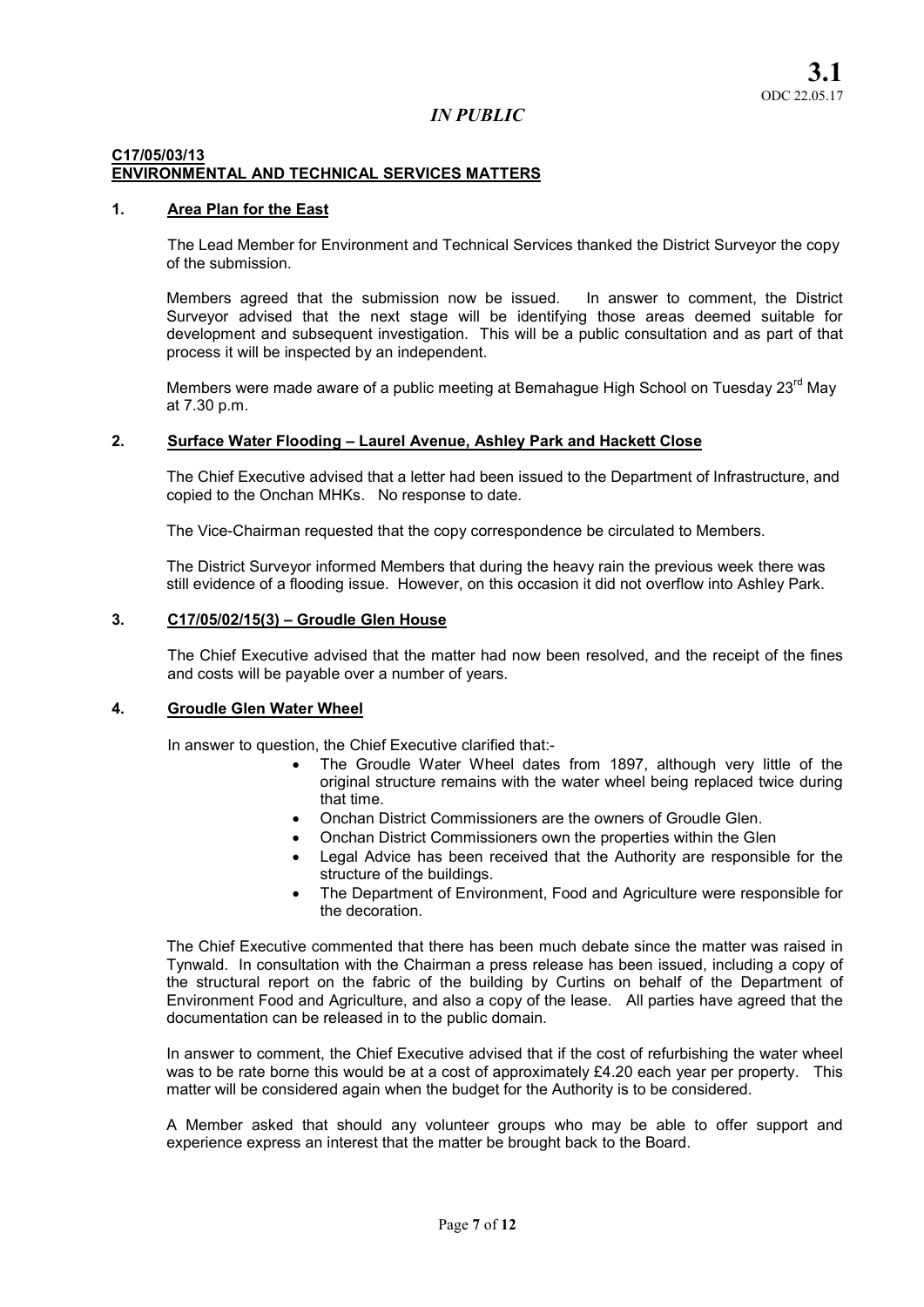**3.1**
ODC 22.05.17

*IN PUBLIC*

**C17/05/03/13**
**ENVIRONMENTAL AND TECHNICAL SERVICES MATTERS**

**1. Area Plan for the East**

The Lead Member for Environment and Technical Services thanked the District Surveyor the copy of the submission.

Members agreed that the submission now be issued. In answer to comment, the District Surveyor advised that the next stage will be identifying those areas deemed suitable for development and subsequent investigation. This will be a public consultation and as part of that process it will be inspected by an independent.

Members were made aware of a public meeting at Bemahague High School on Tuesday 23rd May at 7.30 p.m.

**2. Surface Water Flooding – Laurel Avenue, Ashley Park and Hackett Close**

The Chief Executive advised that a letter had been issued to the Department of Infrastructure, and copied to the Onchan MHKs. No response to date.

The Vice-Chairman requested that the copy correspondence be circulated to Members.

The District Surveyor informed Members that during the heavy rain the previous week there was still evidence of a flooding issue. However, on this occasion it did not overflow into Ashley Park.

**3. C17/05/02/15(3) – Groudle Glen House**

The Chief Executive advised that the matter had now been resolved, and the receipt of the fines and costs will be payable over a number of years.

**4. Groudle Glen Water Wheel**

In answer to question, the Chief Executive clarified that:-

- The Groudle Water Wheel dates from 1897, although very little of the original structure remains with the water wheel being replaced twice during that time.
- Onchan District Commissioners are the owners of Groudle Glen.
- Onchan District Commissioners own the properties within the Glen
- Legal Advice has been received that the Authority are responsible for the structure of the buildings.
- The Department of Environment, Food and Agriculture were responsible for the decoration.

The Chief Executive commented that there has been much debate since the matter was raised in Tynwald. In consultation with the Chairman a press release has been issued, including a copy of the structural report on the fabric of the building by Curtins on behalf of the Department of Environment Food and Agriculture, and also a copy of the lease. All parties have agreed that the documentation can be released in to the public domain.

In answer to comment, the Chief Executive advised that if the cost of refurbishing the water wheel was to be rate borne this would be at a cost of approximately £4.20 each year per property. This matter will be considered again when the budget for the Authority is to be considered.

A Member asked that should any volunteer groups who may be able to offer support and experience express an interest that the matter be brought back to the Board.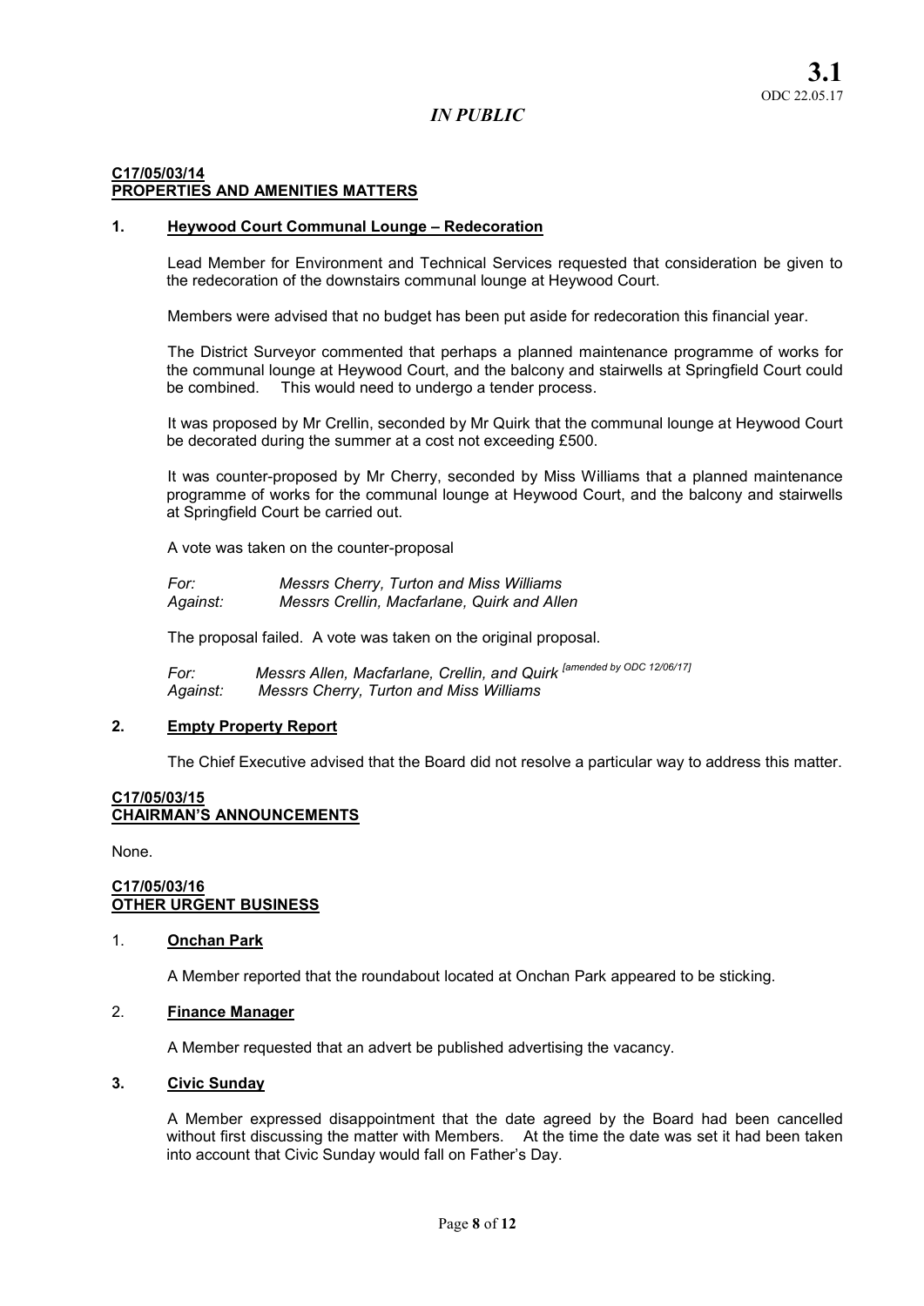**3.1**
ODC 22.05.17

*IN PUBLIC*

**C17/05/03/14**
**PROPERTIES AND AMENITIES MATTERS**

**1. Heywood Court Communal Lounge – Redecoration**

Lead Member for Environment and Technical Services requested that consideration be given to the redecoration of the downstairs communal lounge at Heywood Court.

Members were advised that no budget has been put aside for redecoration this financial year.

The District Surveyor commented that perhaps a planned maintenance programme of works for the communal lounge at Heywood Court, and the balcony and stairwells at Springfield Court could be combined. This would need to undergo a tender process.

It was proposed by Mr Crellin, seconded by Mr Quirk that the communal lounge at Heywood Court be decorated during the summer at a cost not exceeding £500.

It was counter-proposed by Mr Cherry, seconded by Miss Williams that a planned maintenance programme of works for the communal lounge at Heywood Court, and the balcony and stairwells at Springfield Court be carried out.

A vote was taken on the counter-proposal

*For:* *Messrs Cherry, Turton and Miss Williams*
*Against:* *Messrs Crellin, Macfarlane, Quirk and Allen*

The proposal failed. A vote was taken on the original proposal.

*For:* *Messrs Allen, Macfarlane, Crellin, and Quirk [amended by ODC 12/06/17]*
*Against:* *Messrs Cherry, Turton and Miss Williams*

**2. Empty Property Report**

The Chief Executive advised that the Board did not resolve a particular way to address this matter.

**C17/05/03/15**
**CHAIRMAN'S ANNOUNCEMENTS**

None.

**C17/05/03/16**
**OTHER URGENT BUSINESS**

1. **Onchan Park**

A Member reported that the roundabout located at Onchan Park appeared to be sticking.

2. **Finance Manager**

A Member requested that an advert be published advertising the vacancy.

**3. Civic Sunday**

A Member expressed disappointment that the date agreed by the Board had been cancelled without first discussing the matter with Members. At the time the date was set it had been taken into account that Civic Sunday would fall on Father's Day.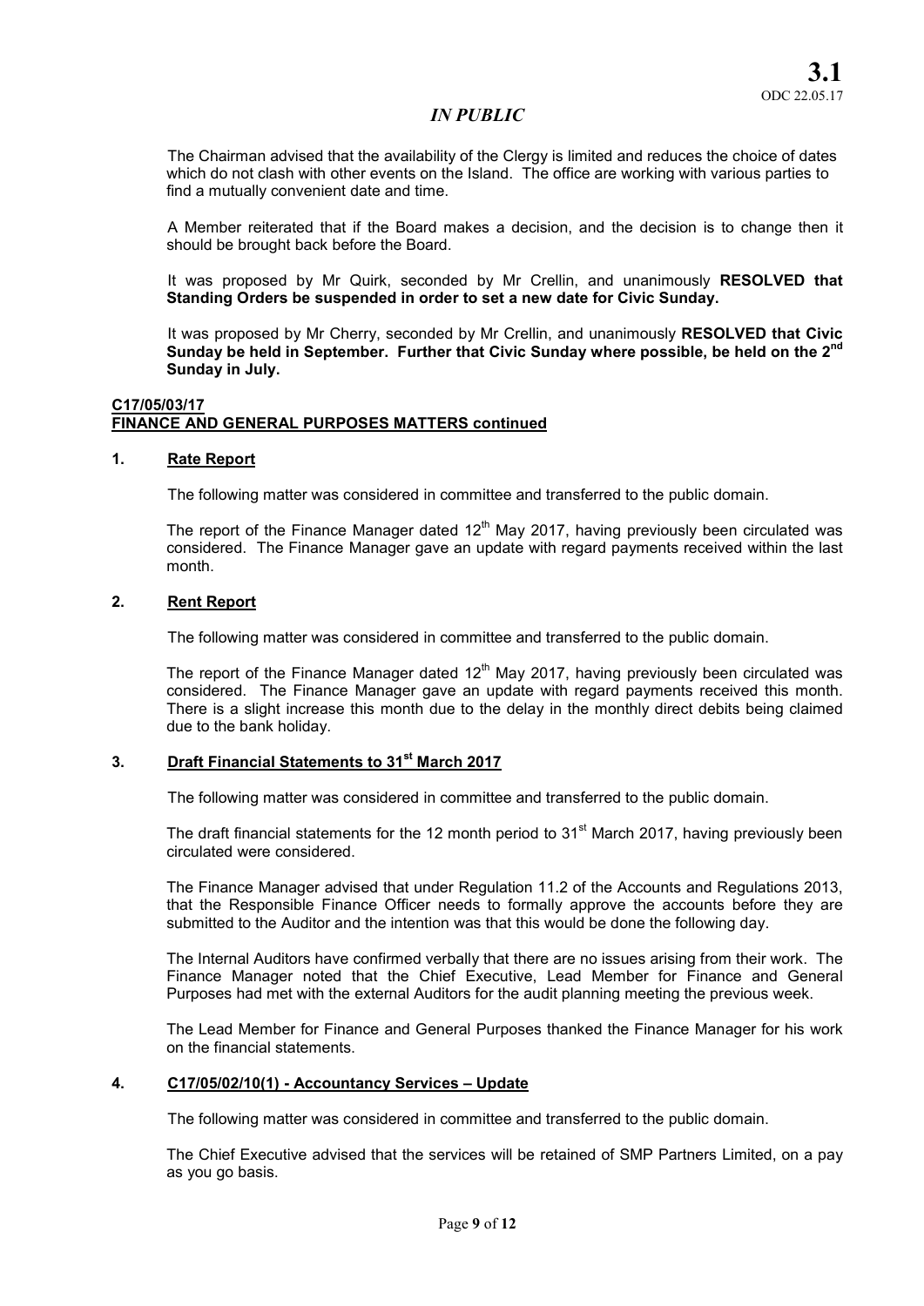The Chairman advised that the availability of the Clergy is limited and reduces the choice of dates which do not clash with other events on the Island. The office are working with various parties to find a mutually convenient date and time.

A Member reiterated that if the Board makes a decision, and the decision is to change then it should be brought back before the Board.

It was proposed by Mr Quirk, seconded by Mr Crellin, and unanimously **RESOLVED that Standing Orders be suspended in order to set a new date for Civic Sunday.**

It was proposed by Mr Cherry, seconded by Mr Crellin, and unanimously **RESOLVED that Civic Sunday be held in September. Further that Civic Sunday where possible, be held on the 2nd Sunday in July.**

## C17/05/03/17
## FINANCE AND GENERAL PURPOSES MATTERS continued

### 1. Rate Report

The following matter was considered in committee and transferred to the public domain.

The report of the Finance Manager dated 12th May 2017, having previously been circulated was considered. The Finance Manager gave an update with regard payments received within the last month.

### 2. Rent Report

The following matter was considered in committee and transferred to the public domain.

The report of the Finance Manager dated 12th May 2017, having previously been circulated was considered. The Finance Manager gave an update with regard payments received this month. There is a slight increase this month due to the delay in the monthly direct debits being claimed due to the bank holiday.

### 3. Draft Financial Statements to 31st March 2017

The following matter was considered in committee and transferred to the public domain.

The draft financial statements for the 12 month period to 31st March 2017, having previously been circulated were considered.

The Finance Manager advised that under Regulation 11.2 of the Accounts and Regulations 2013, that the Responsible Finance Officer needs to formally approve the accounts before they are submitted to the Auditor and the intention was that this would be done the following day.

The Internal Auditors have confirmed verbally that there are no issues arising from their work. The Finance Manager noted that the Chief Executive, Lead Member for Finance and General Purposes had met with the external Auditors for the audit planning meeting the previous week.

The Lead Member for Finance and General Purposes thanked the Finance Manager for his work on the financial statements.

### 4. C17/05/02/10(1) - Accountancy Services – Update

The following matter was considered in committee and transferred to the public domain.

The Chief Executive advised that the services will be retained of SMP Partners Limited, on a pay as you go basis.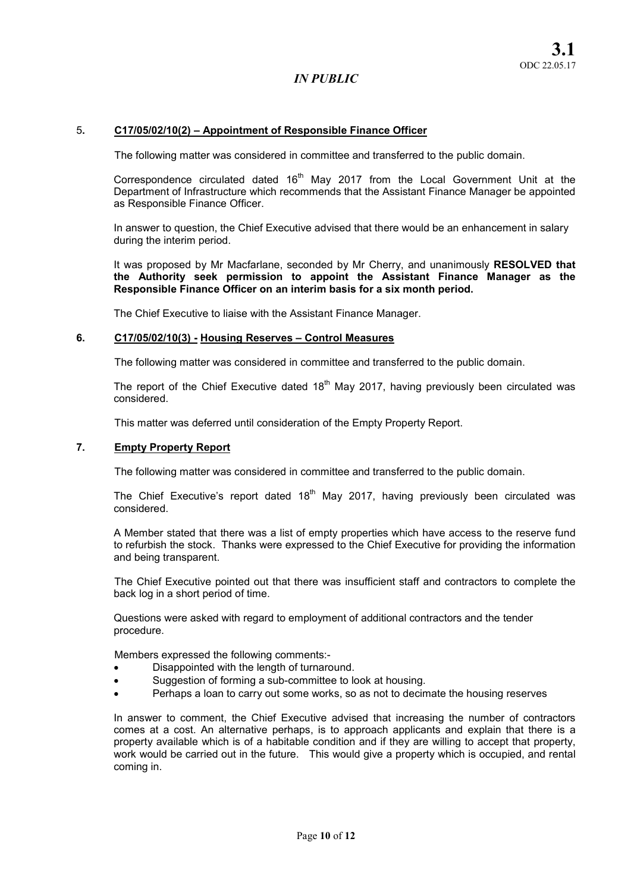*IN PUBLIC*

## 5. C17/05/02/10(2) – Appointment of Responsible Finance Officer

The following matter was considered in committee and transferred to the public domain.

Correspondence circulated dated 16th May 2017 from the Local Government Unit at the Department of Infrastructure which recommends that the Assistant Finance Manager be appointed as Responsible Finance Officer.

In answer to question, the Chief Executive advised that there would be an enhancement in salary during the interim period.

It was proposed by Mr Macfarlane, seconded by Mr Cherry, and unanimously **RESOLVED that the Authority seek permission to appoint the Assistant Finance Manager as the Responsible Finance Officer on an interim basis for a six month period.**

The Chief Executive to liaise with the Assistant Finance Manager.

## 6. C17/05/02/10(3) - Housing Reserves – Control Measures

The following matter was considered in committee and transferred to the public domain.

The report of the Chief Executive dated 18th May 2017, having previously been circulated was considered.

This matter was deferred until consideration of the Empty Property Report.

## 7. Empty Property Report

The following matter was considered in committee and transferred to the public domain.

The Chief Executive's report dated 18th May 2017, having previously been circulated was considered.

A Member stated that there was a list of empty properties which have access to the reserve fund to refurbish the stock. Thanks were expressed to the Chief Executive for providing the information and being transparent.

The Chief Executive pointed out that there was insufficient staff and contractors to complete the back log in a short period of time.

Questions were asked with regard to employment of additional contractors and the tender procedure.

Members expressed the following comments:-

- Disappointed with the length of turnaround.
- Suggestion of forming a sub-committee to look at housing.
- Perhaps a loan to carry out some works, so as not to decimate the housing reserves

In answer to comment, the Chief Executive advised that increasing the number of contractors comes at a cost. An alternative perhaps, is to approach applicants and explain that there is a property available which is of a habitable condition and if they are willing to accept that property, work would be carried out in the future. This would give a property which is occupied, and rental coming in.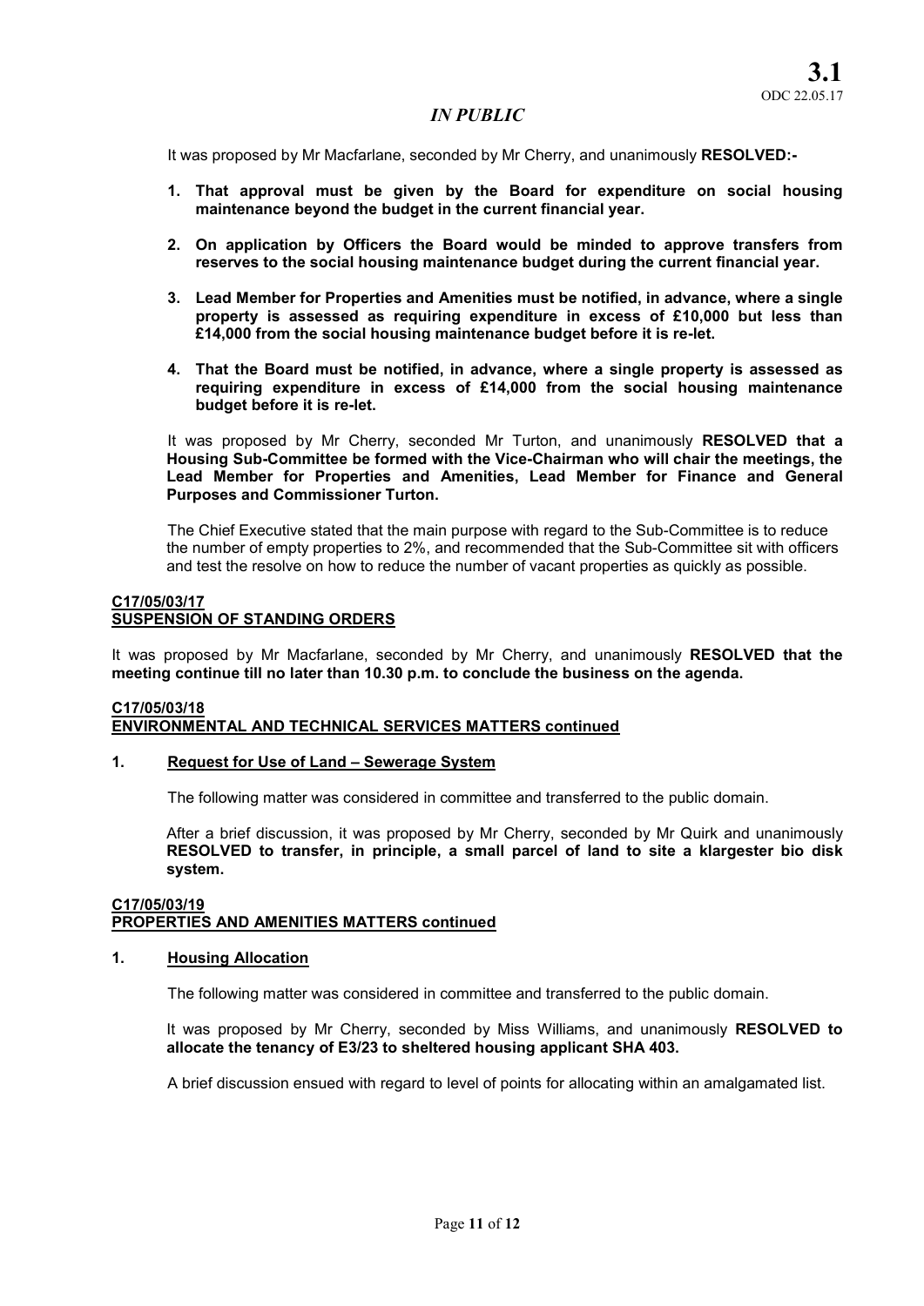*IN PUBLIC*

It was proposed by Mr Macfarlane, seconded by Mr Cherry, and unanimously **RESOLVED:-**

1. **That approval must be given by the Board for expenditure on social housing maintenance beyond the budget in the current financial year.**

2. **On application by Officers the Board would be minded to approve transfers from reserves to the social housing maintenance budget during the current financial year.**

3. **Lead Member for Properties and Amenities must be notified, in advance, where a single property is assessed as requiring expenditure in excess of £10,000 but less than £14,000 from the social housing maintenance budget before it is re-let.**

4. **That the Board must be notified, in advance, where a single property is assessed as requiring expenditure in excess of £14,000 from the social housing maintenance budget before it is re-let.**

It was proposed by Mr Cherry, seconded Mr Turton, and unanimously **RESOLVED that a Housing Sub-Committee be formed with the Vice-Chairman who will chair the meetings, the Lead Member for Properties and Amenities, Lead Member for Finance and General Purposes and Commissioner Turton.**

The Chief Executive stated that the main purpose with regard to the Sub-Committee is to reduce the number of empty properties to 2%, and recommended that the Sub-Committee sit with officers and test the resolve on how to reduce the number of vacant properties as quickly as possible.

**C17/05/03/17**
**SUSPENSION OF STANDING ORDERS**

It was proposed by Mr Macfarlane, seconded by Mr Cherry, and unanimously **RESOLVED that the meeting continue till no later than 10.30 p.m. to conclude the business on the agenda.**

**C17/05/03/18**
**ENVIRONMENTAL AND TECHNICAL SERVICES MATTERS continued**

**1. Request for Use of Land – Sewerage System**

The following matter was considered in committee and transferred to the public domain.

After a brief discussion, it was proposed by Mr Cherry, seconded by Mr Quirk and unanimously **RESOLVED to transfer, in principle, a small parcel of land to site a klargester bio disk system.**

**C17/05/03/19**
**PROPERTIES AND AMENITIES MATTERS continued**

**1. Housing Allocation**

The following matter was considered in committee and transferred to the public domain.

It was proposed by Mr Cherry, seconded by Miss Williams, and unanimously **RESOLVED to allocate the tenancy of E3/23 to sheltered housing applicant SHA 403.**

A brief discussion ensued with regard to level of points for allocating within an amalgamated list.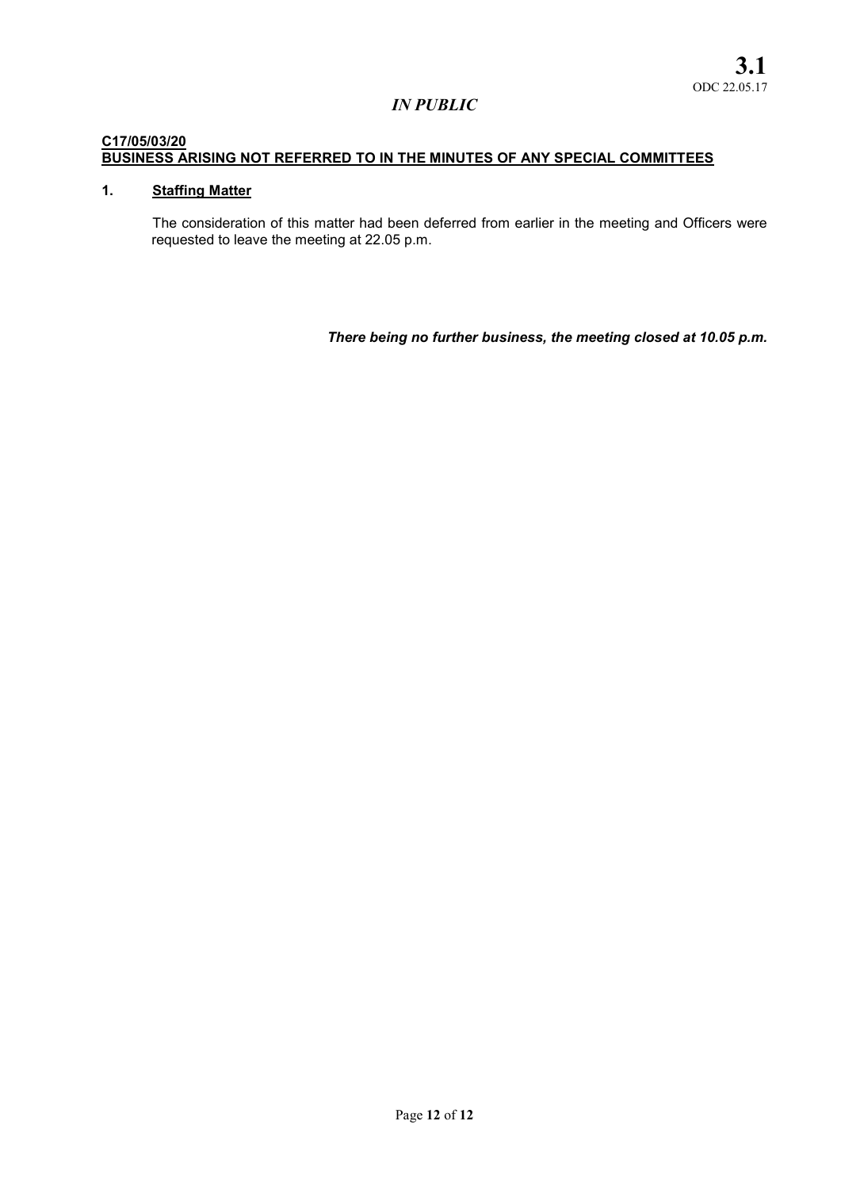*IN PUBLIC*

**C17/05/03/20**
**BUSINESS ARISING NOT REFERRED TO IN THE MINUTES OF ANY SPECIAL COMMITTEES**

**1. Staffing Matter**

The consideration of this matter had been deferred from earlier in the meeting and Officers were requested to leave the meeting at 22.05 p.m.

***There being no further business, the meeting closed at 10.05 p.m.***